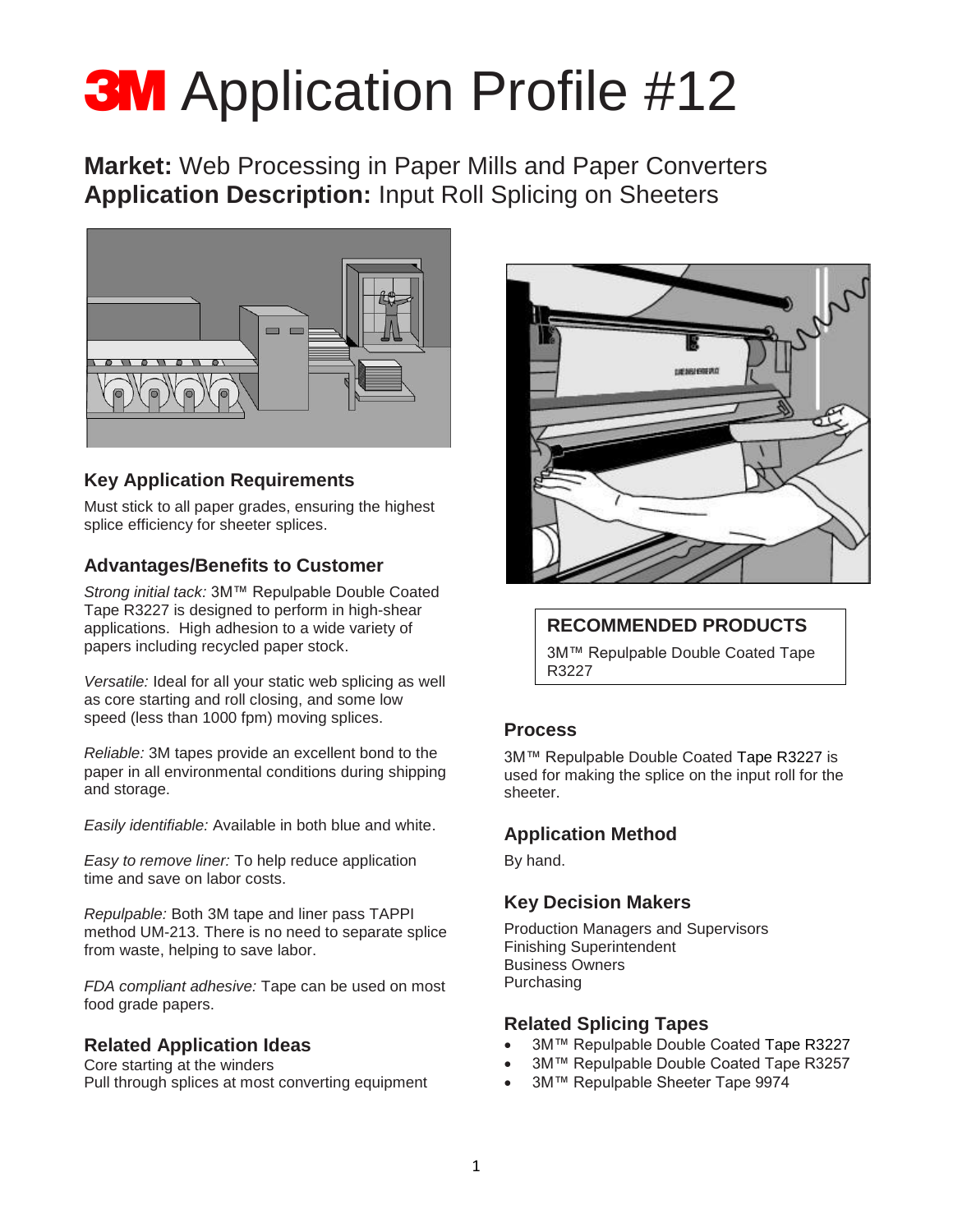# 3M Application Profile #12

**Market:** Web Processing in Paper Mills and Paper Converters
**Application Description:** Input Roll Splicing on Sheeters

## Key Application Requirements

Must stick to all paper grades, ensuring the highest splice efficiency for sheeter splices.

## Advantages/Benefits to Customer

*Strong initial tack:* 3M™ Repulpable Double Coated Tape R3227 is designed to perform in high-shear applications. High adhesion to a wide variety of papers including recycled paper stock.

*Versatile:* Ideal for all your static web splicing as well as core starting and roll closing, and some low speed (less than 1000 fpm) moving splices.

*Reliable:* 3M tapes provide an excellent bond to the paper in all environmental conditions during shipping and storage.

*Easily identifiable:* Available in both blue and white.

*Easy to remove liner:* To help reduce application time and save on labor costs.

*Repulpable:* Both 3M tape and liner pass TAPPI method UM-213. There is no need to separate splice from waste, helping to save labor.

*FDA compliant adhesive:* Tape can be used on most food grade papers.

## Related Application Ideas

Core starting at the winders
Pull through splices at most converting equipment

## RECOMMENDED PRODUCTS

3M™ Repulpable Double Coated Tape R3227

## Process

3M™ Repulpable Double Coated Tape R3227 is used for making the splice on the input roll for the sheeter.

## Application Method

By hand.

## Key Decision Makers

Production Managers and Supervisors
Finishing Superintendent
Business Owners
Purchasing

## Related Splicing Tapes

- 3M™ Repulpable Double Coated Tape R3227
- 3M™ Repulpable Double Coated Tape R3257
- 3M™ Repulpable Sheeter Tape 9974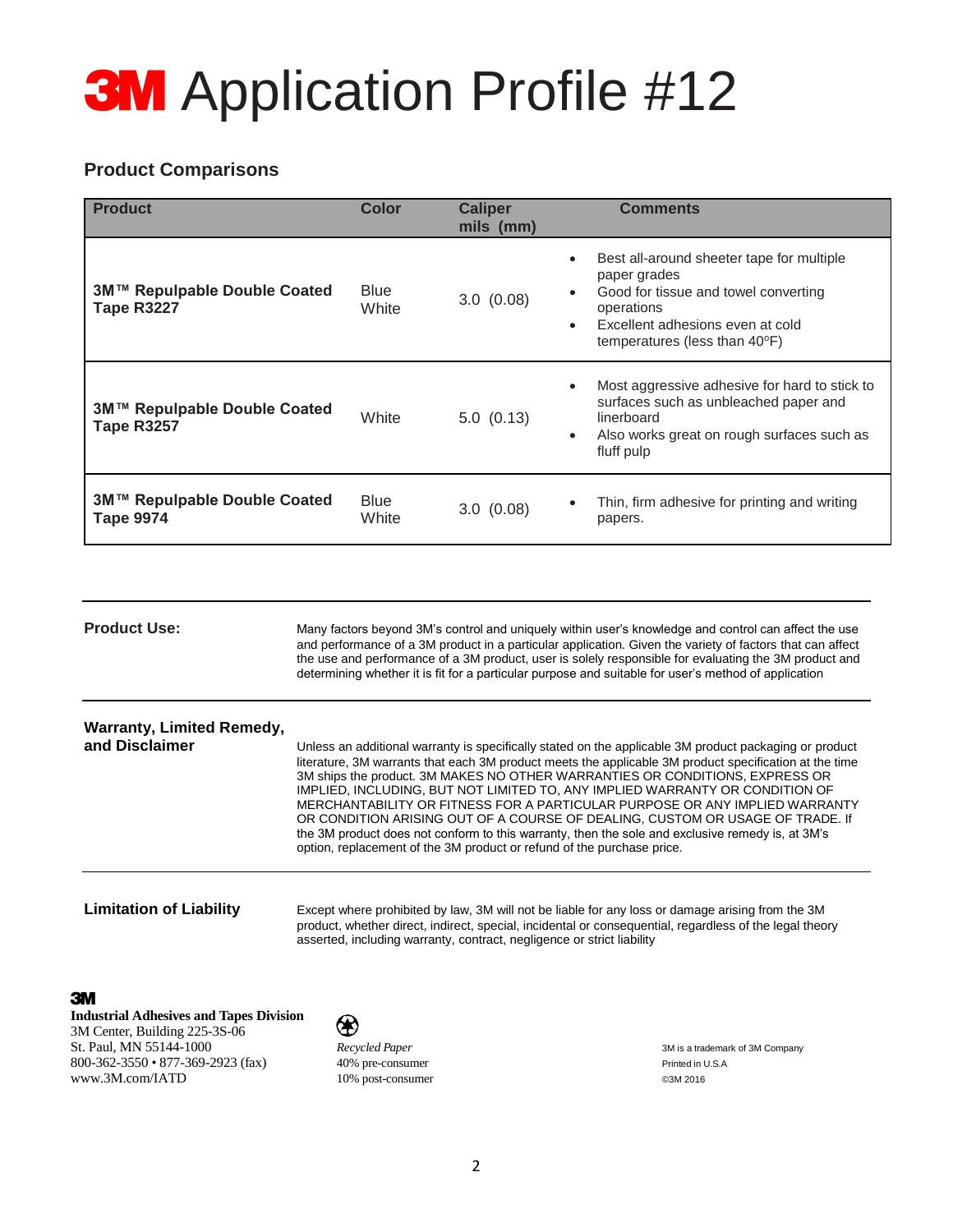# 3M Application Profile #12

## Product Comparisons

| Product | Color | Caliper mils (mm) | Comments |
|---|---|---|---|
| **3M™ Repulpable Double Coated Tape R3227** | Blue White | 3.0 (0.08) | • Best all-around sheeter tape for multiple paper grades<br>• Good for tissue and towel converting operations<br>• Excellent adhesions even at cold temperatures (less than 40°F) |
| **3M™ Repulpable Double Coated Tape R3257** | White | 5.0 (0.13) | • Most aggressive adhesive for hard to stick to surfaces such as unbleached paper and linerboard<br>• Also works great on rough surfaces such as fluff pulp |
| **3M™ Repulpable Double Coated Tape 9974** | Blue White | 3.0 (0.08) | • Thin, firm adhesive for printing and writing papers. |

**Product Use:**

Many factors beyond 3M's control and uniquely within user's knowledge and control can affect the use and performance of a 3M product in a particular application. Given the variety of factors that can affect the use and performance of a 3M product, user is solely responsible for evaluating the 3M product and determining whether it is fit for a particular purpose and suitable for user's method of application

**Warranty, Limited Remedy, and Disclaimer**

Unless an additional warranty is specifically stated on the applicable 3M product packaging or product literature, 3M warrants that each 3M product meets the applicable 3M product specification at the time 3M ships the product. 3M MAKES NO OTHER WARRANTIES OR CONDITIONS, EXPRESS OR IMPLIED, INCLUDING, BUT NOT LIMITED TO, ANY IMPLIED WARRANTY OR CONDITION OF MERCHANTABILITY OR FITNESS FOR A PARTICULAR PURPOSE OR ANY IMPLIED WARRANTY OR CONDITION ARISING OUT OF A COURSE OF DEALING, CUSTOM OR USAGE OF TRADE. If the 3M product does not conform to this warranty, then the sole and exclusive remedy is, at 3M's option, replacement of the 3M product or refund of the purchase price.

**Limitation of Liability**

Except where prohibited by law, 3M will not be liable for any loss or damage arising from the 3M product, whether direct, indirect, special, incidental or consequential, regardless of the legal theory asserted, including warranty, contract, negligence or strict liability

**3M**
**Industrial Adhesives and Tapes Division**
3M Center, Building 225-3S-06
St. Paul, MN 55144-1000
800-362-3550 • 877-369-2923 (fax)
www.3M.com/IATD

*Recycled Paper*
40% pre-consumer
10% post-consumer

3M is a trademark of 3M Company
Printed in U.S.A
©3M 2016